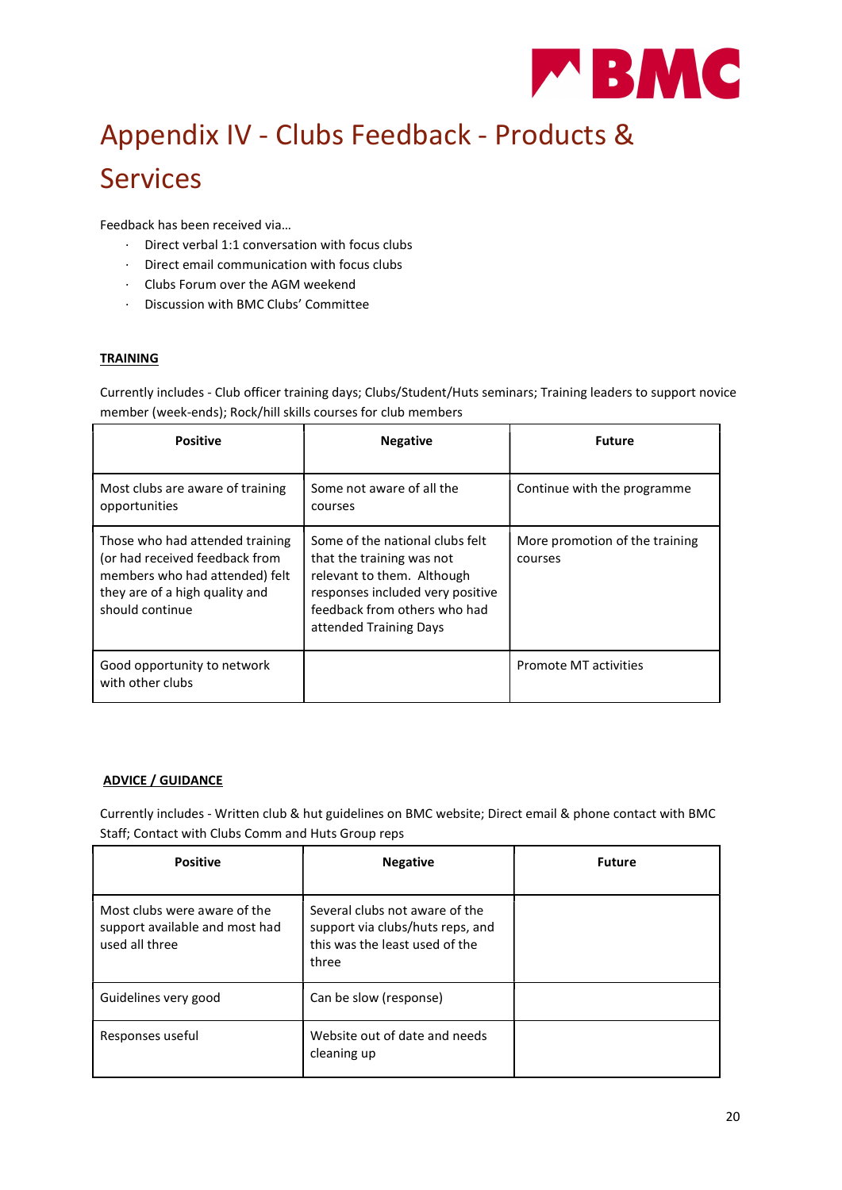# Appendix IV - Clubs Feedback - Products & Services

Feedback has been received via…

- Direct verbal 1:1 conversation with focus clubs
- Direct email communication with focus clubs
- Clubs Forum over the AGM weekend
- Discussion with BMC Clubs' Committee

## TRAINING

Currently includes - Club officer training days; Clubs/Student/Huts seminars; Training leaders to support novice member (week-ends); Rock/hill skills courses for club members

| Positive | Negative | Future |
|---|---|---|
| Most clubs are aware of training opportunities | Some not aware of all the courses | Continue with the programme |
| Those who had attended training (or had received feedback from members who had attended) felt they are of a high quality and should continue | Some of the national clubs felt that the training was not relevant to them. Although responses included very positive feedback from others who had attended Training Days | More promotion of the training courses |
| Good opportunity to network with other clubs | | Promote MT activities |

## ADVICE / GUIDANCE

Currently includes - Written club & hut guidelines on BMC website; Direct email & phone contact with BMC Staff; Contact with Clubs Comm and Huts Group reps

| Positive | Negative | Future |
|---|---|---|
| Most clubs were aware of the support available and most had used all three | Several clubs not aware of the support via clubs/huts reps, and this was the least used of the three | |
| Guidelines very good | Can be slow (response) | |
| Responses useful | Website out of date and needs cleaning up | |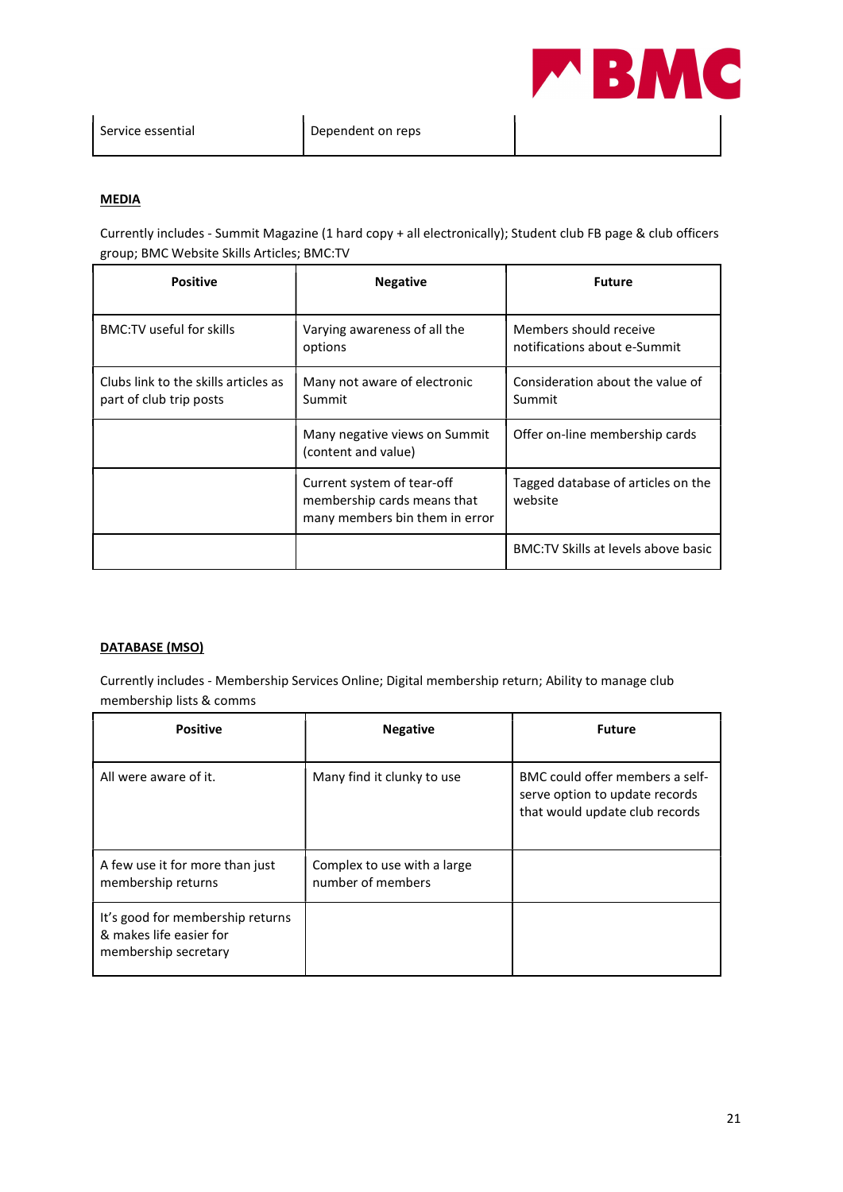| Service essential | Dependent on reps | |
|---|---|---|

## MEDIA

Currently includes - Summit Magazine (1 hard copy + all electronically); Student club FB page & club officers group; BMC Website Skills Articles; BMC:TV

| Positive | Negative | Future |
|---|---|---|
| BMC:TV useful for skills | Varying awareness of all the options | Members should receive notifications about e-Summit |
| Clubs link to the skills articles as part of club trip posts | Many not aware of electronic Summit | Consideration about the value of Summit |
| | Many negative views on Summit (content and value) | Offer on-line membership cards |
| | Current system of tear-off membership cards means that many members bin them in error | Tagged database of articles on the website |
| | | BMC:TV Skills at levels above basic |

## DATABASE (MSO)

Currently includes - Membership Services Online; Digital membership return; Ability to manage club membership lists & comms

| Positive | Negative | Future |
|---|---|---|
| All were aware of it. | Many find it clunky to use | BMC could offer members a self-serve option to update records that would update club records |
| A few use it for more than just membership returns | Complex to use with a large number of members | |
| It's good for membership returns & makes life easier for membership secretary | | |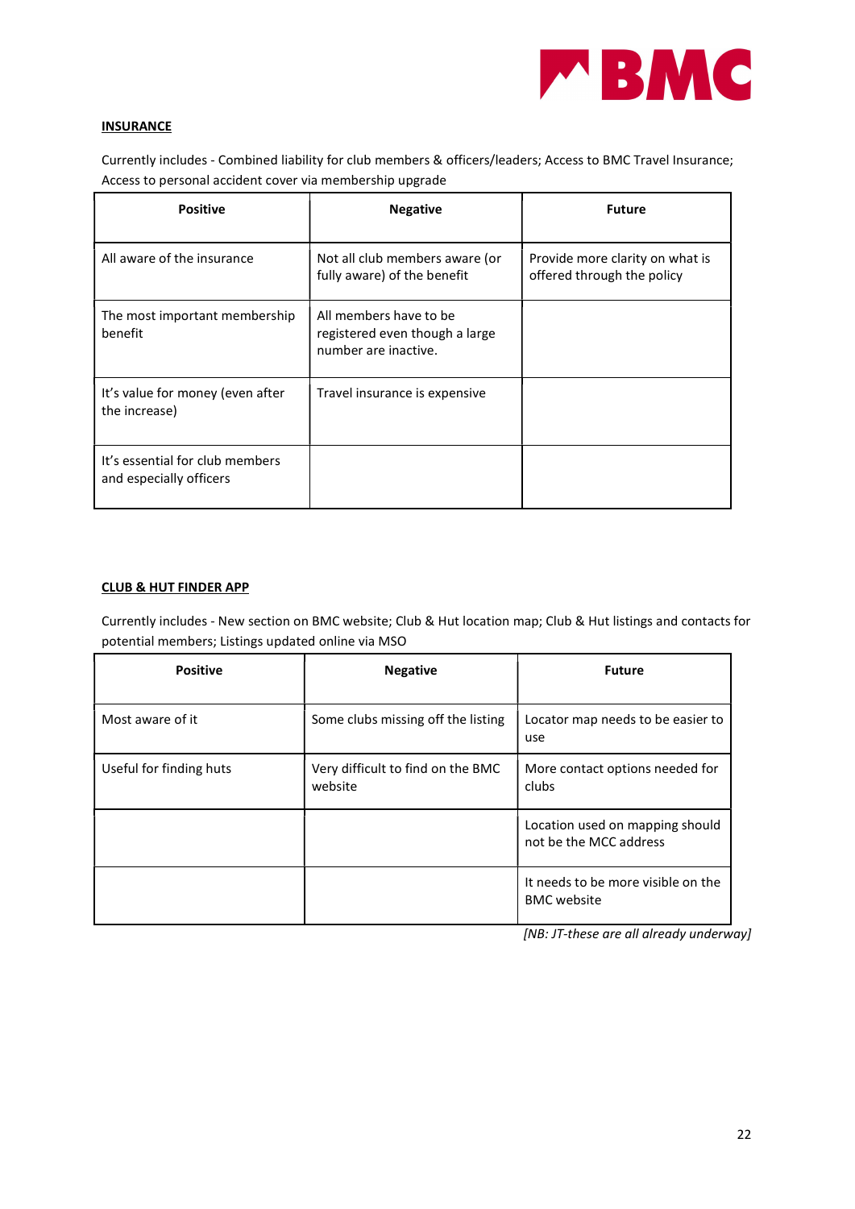**INSURANCE**

Currently includes - Combined liability for club members & officers/leaders; Access to BMC Travel Insurance; Access to personal accident cover via membership upgrade

| Positive | Negative | Future |
|---|---|---|
| All aware of the insurance | Not all club members aware (or fully aware) of the benefit | Provide more clarity on what is offered through the policy |
| The most important membership benefit | All members have to be registered even though a large number are inactive. | |
| It's value for money (even after the increase) | Travel insurance is expensive | |
| It's essential for club members and especially officers | | |

**CLUB & HUT FINDER APP**

Currently includes - New section on BMC website; Club & Hut location map; Club & Hut listings and contacts for potential members; Listings updated online via MSO

| Positive | Negative | Future |
|---|---|---|
| Most aware of it | Some clubs missing off the listing | Locator map needs to be easier to use |
| Useful for finding huts | Very difficult to find on the BMC website | More contact options needed for clubs |
| | | Location used on mapping should not be the MCC address |
| | | It needs to be more visible on the BMC website |

*[NB: JT-these are all already underway]*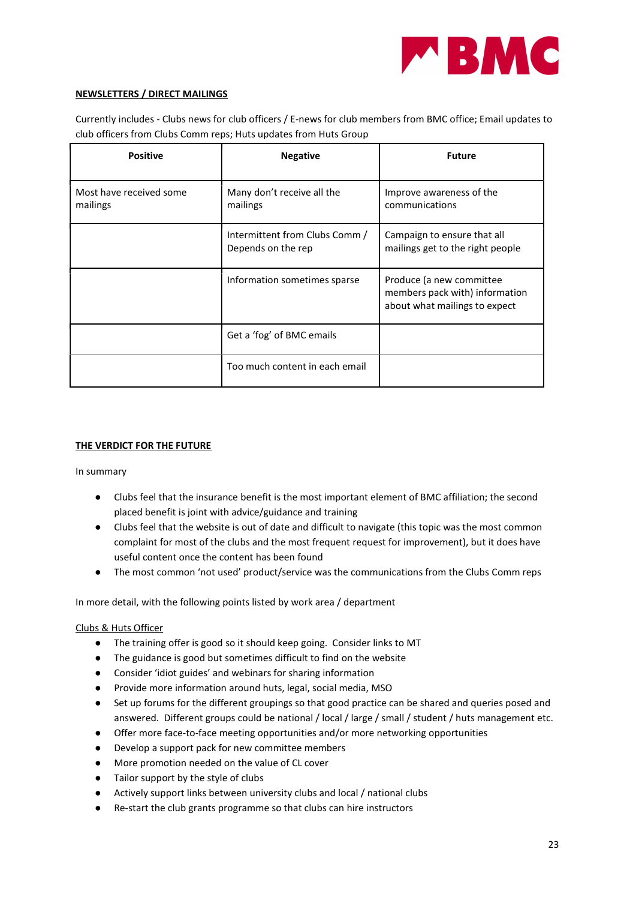**NEWSLETTERS / DIRECT MAILINGS**

Currently includes - Clubs news for club officers / E-news for club members from BMC office; Email updates to club officers from Clubs Comm reps; Huts updates from Huts Group

| Positive | Negative | Future |
| --- | --- | --- |
| Most have received some mailings | Many don't receive all the mailings | Improve awareness of the communications |
| | Intermittent from Clubs Comm / Depends on the rep | Campaign to ensure that all mailings get to the right people |
| | Information sometimes sparse | Produce (a new committee members pack with) information about what mailings to expect |
| | Get a 'fog' of BMC emails | |
| | Too much content in each email | |

**THE VERDICT FOR THE FUTURE**

In summary

- Clubs feel that the insurance benefit is the most important element of BMC affiliation; the second placed benefit is joint with advice/guidance and training
- Clubs feel that the website is out of date and difficult to navigate (this topic was the most common complaint for most of the clubs and the most frequent request for improvement), but it does have useful content once the content has been found
- The most common 'not used' product/service was the communications from the Clubs Comm reps

In more detail, with the following points listed by work area / department

Clubs & Huts Officer

- The training offer is good so it should keep going. Consider links to MT
- The guidance is good but sometimes difficult to find on the website
- Consider 'idiot guides' and webinars for sharing information
- Provide more information around huts, legal, social media, MSO
- Set up forums for the different groupings so that good practice can be shared and queries posed and answered. Different groups could be national / local / large / small / student / huts management etc.
- Offer more face-to-face meeting opportunities and/or more networking opportunities
- Develop a support pack for new committee members
- More promotion needed on the value of CL cover
- Tailor support by the style of clubs
- Actively support links between university clubs and local / national clubs
- Re-start the club grants programme so that clubs can hire instructors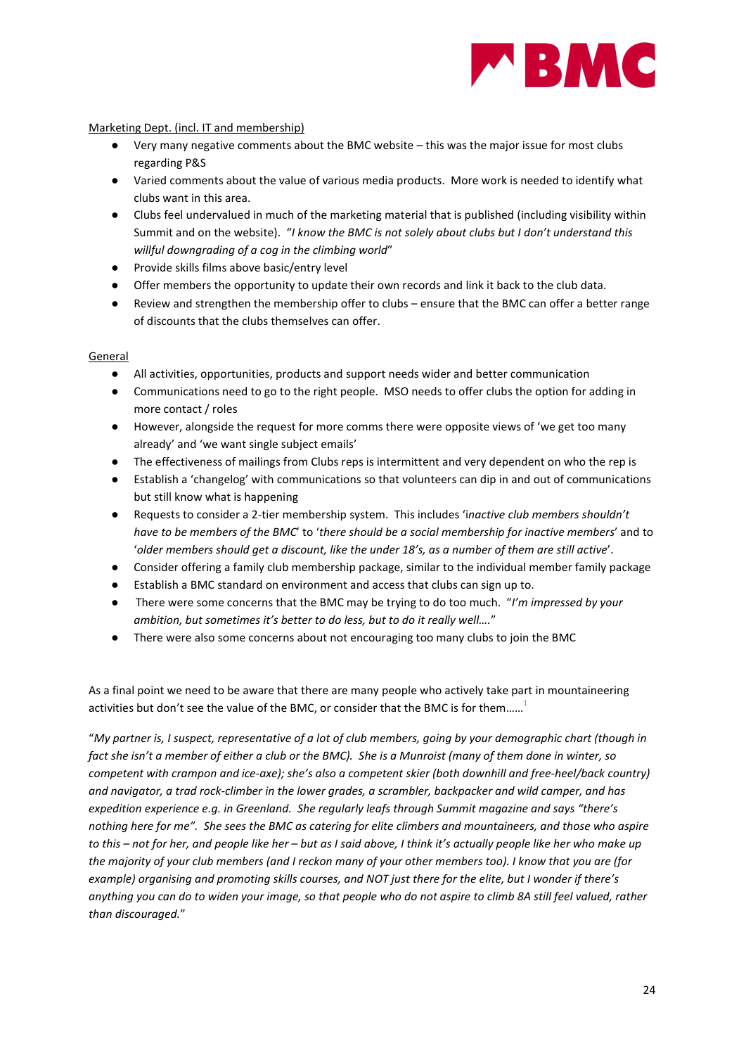Marketing Dept. (incl. IT and membership)

- Very many negative comments about the BMC website – this was the major issue for most clubs regarding P&S
- Varied comments about the value of various media products. More work is needed to identify what clubs want in this area.
- Clubs feel undervalued in much of the marketing material that is published (including visibility within Summit and on the website). "*I know the BMC is not solely about clubs but I don't understand this willful downgrading of a cog in the climbing world*"
- Provide skills films above basic/entry level
- Offer members the opportunity to update their own records and link it back to the club data.
- Review and strengthen the membership offer to clubs – ensure that the BMC can offer a better range of discounts that the clubs themselves can offer.

General

- All activities, opportunities, products and support needs wider and better communication
- Communications need to go to the right people. MSO needs to offer clubs the option for adding in more contact / roles
- However, alongside the request for more comms there were opposite views of 'we get too many already' and 'we want single subject emails'
- The effectiveness of mailings from Clubs reps is intermittent and very dependent on who the rep is
- Establish a 'changelog' with communications so that volunteers can dip in and out of communications but still know what is happening
- Requests to consider a 2-tier membership system. This includes '*inactive club members shouldn't have to be members of the BMC*' to '*there should be a social membership for inactive members*' and to '*older members should get a discount, like the under 18's, as a number of them are still active*'.
- Consider offering a family club membership package, similar to the individual member family package
- Establish a BMC standard on environment and access that clubs can sign up to.
- There were some concerns that the BMC may be trying to do too much. "*I'm impressed by your ambition, but sometimes it's better to do less, but to do it really well….*"
- There were also some concerns about not encouraging too many clubs to join the BMC

As a final point we need to be aware that there are many people who actively take part in mountaineering activities but don't see the value of the BMC, or consider that the BMC is for them……[1]

"*My partner is, I suspect, representative of a lot of club members, going by your demographic chart (though in fact she isn't a member of either a club or the BMC). She is a Munroist (many of them done in winter, so competent with crampon and ice-axe); she's also a competent skier (both downhill and free-heel/back country) and navigator, a trad rock-climber in the lower grades, a scrambler, backpacker and wild camper, and has expedition experience e.g. in Greenland. She regularly leafs through Summit magazine and says "there's nothing here for me". She sees the BMC as catering for elite climbers and mountaineers, and those who aspire to this – not for her, and people like her – but as I said above, I think it's actually people like her who make up the majority of your club members (and I reckon many of your other members too). I know that you are (for example) organising and promoting skills courses, and NOT just there for the elite, but I wonder if there's anything you can do to widen your image, so that people who do not aspire to climb 8A still feel valued, rather than discouraged.*"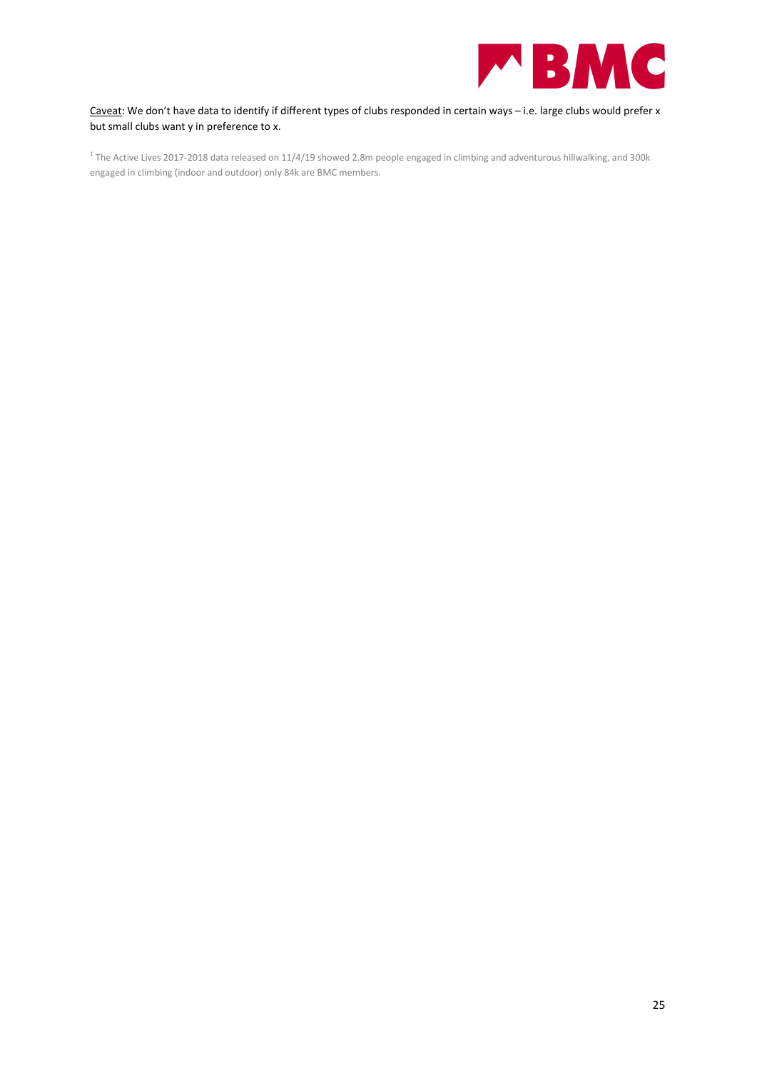<u>Caveat</u>: We don't have data to identify if different types of clubs responded in certain ways – i.e. large clubs would prefer x but small clubs want y in preference to x.

[1] The Active Lives 2017-2018 data released on 11/4/19 showed 2.8m people engaged in climbing and adventurous hillwalking, and 300k engaged in climbing (indoor and outdoor) only 84k are BMC members.